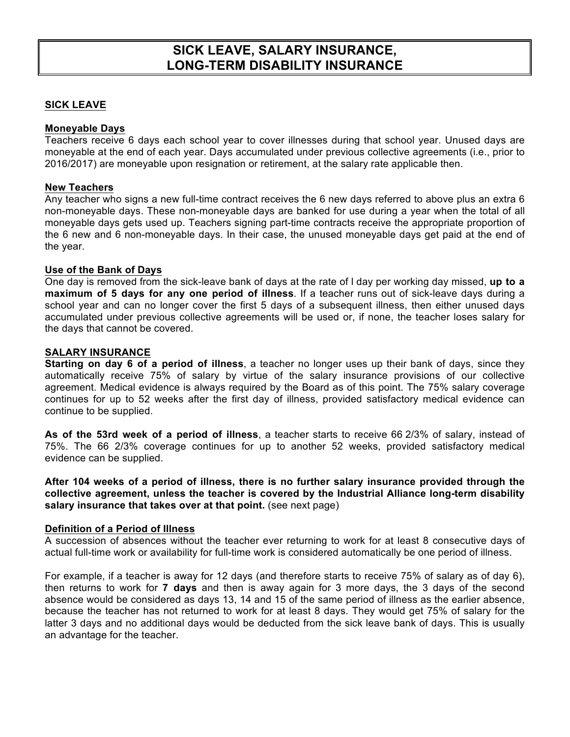# SICK LEAVE, SALARY INSURANCE, LONG-TERM DISABILITY INSURANCE

## SICK LEAVE

### Moneyable Days

Teachers receive 6 days each school year to cover illnesses during that school year. Unused days are moneyable at the end of each year. Days accumulated under previous collective agreements (i.e., prior to 2016/2017) are moneyable upon resignation or retirement, at the salary rate applicable then.

### New Teachers

Any teacher who signs a new full-time contract receives the 6 new days referred to above plus an extra 6 non-moneyable days. These non-moneyable days are banked for use during a year when the total of all moneyable days gets used up. Teachers signing part-time contracts receive the appropriate proportion of the 6 new and 6 non-moneyable days. In their case, the unused moneyable days get paid at the end of the year.

### Use of the Bank of Days

One day is removed from the sick-leave bank of days at the rate of l day per working day missed, **up to a maximum of 5 days for any one period of illness**. If a teacher runs out of sick-leave days during a school year and can no longer cover the first 5 days of a subsequent illness, then either unused days accumulated under previous collective agreements will be used or, if none, the teacher loses salary for the days that cannot be covered.

## SALARY INSURANCE

**Starting on day 6 of a period of illness**, a teacher no longer uses up their bank of days, since they automatically receive 75% of salary by virtue of the salary insurance provisions of our collective agreement. Medical evidence is always required by the Board as of this point. The 75% salary coverage continues for up to 52 weeks after the first day of illness, provided satisfactory medical evidence can continue to be supplied.

**As of the 53rd week of a period of illness**, a teacher starts to receive 66 2/3% of salary, instead of 75%. The 66 2/3% coverage continues for up to another 52 weeks, provided satisfactory medical evidence can be supplied.

**After 104 weeks of a period of illness, there is no further salary insurance provided through the collective agreement, unless the teacher is covered by the Industrial Alliance long-term disability salary insurance that takes over at that point.** (see next page)

### Definition of a Period of Illness

A succession of absences without the teacher ever returning to work for at least 8 consecutive days of actual full-time work or availability for full-time work is considered automatically be one period of illness.

For example, if a teacher is away for 12 days (and therefore starts to receive 75% of salary as of day 6), then returns to work for **7 days** and then is away again for 3 more days, the 3 days of the second absence would be considered as days 13, 14 and 15 of the same period of illness as the earlier absence, because the teacher has not returned to work for at least 8 days. They would get 75% of salary for the latter 3 days and no additional days would be deducted from the sick leave bank of days. This is usually an advantage for the teacher.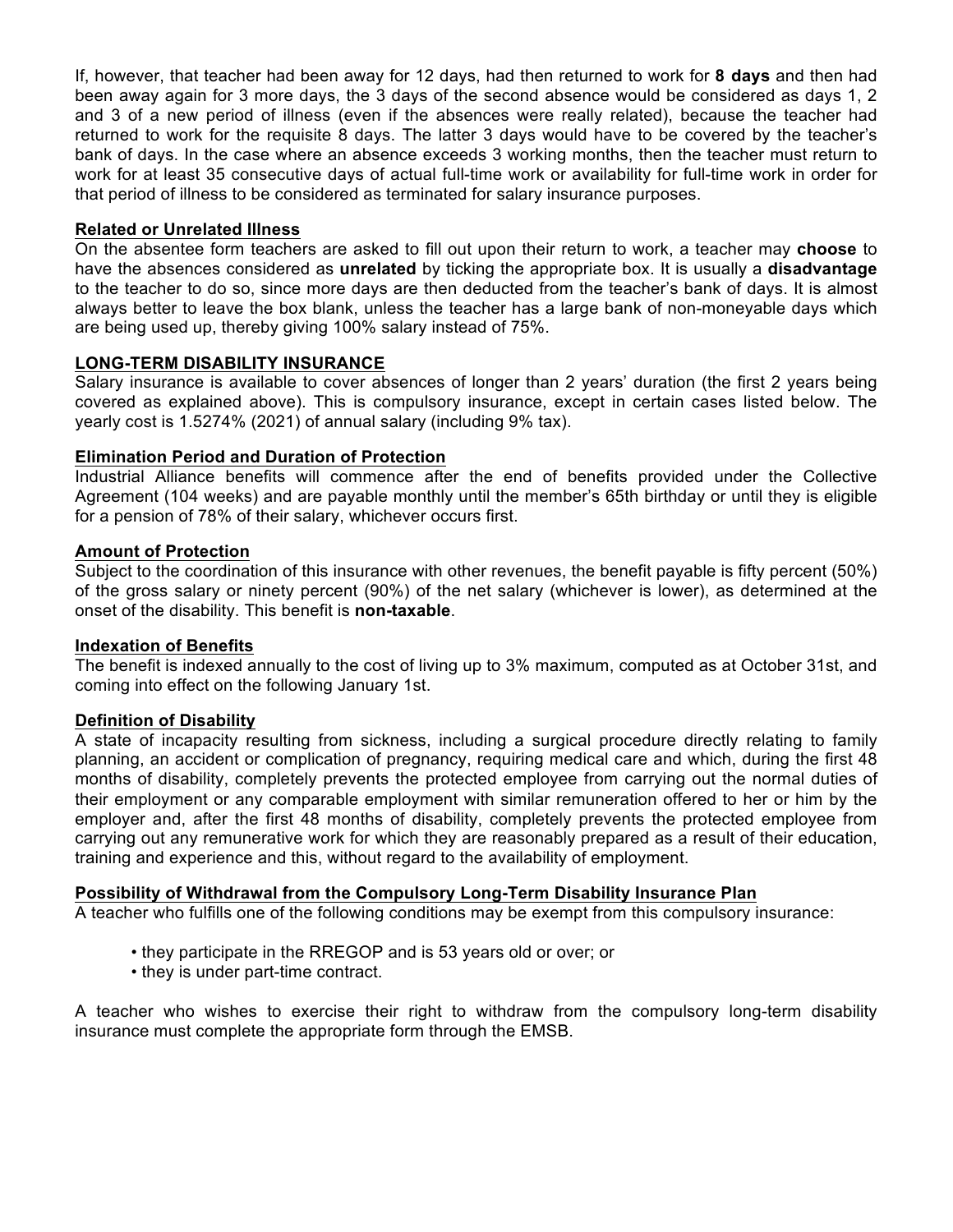If, however, that teacher had been away for 12 days, had then returned to work for **8 days** and then had been away again for 3 more days, the 3 days of the second absence would be considered as days 1, 2 and 3 of a new period of illness (even if the absences were really related), because the teacher had returned to work for the requisite 8 days. The latter 3 days would have to be covered by the teacher's bank of days. In the case where an absence exceeds 3 working months, then the teacher must return to work for at least 35 consecutive days of actual full-time work or availability for full-time work in order for that period of illness to be considered as terminated for salary insurance purposes.

**Related or Unrelated Illness**

On the absentee form teachers are asked to fill out upon their return to work, a teacher may **choose** to have the absences considered as **unrelated** by ticking the appropriate box. It is usually a **disadvantage** to the teacher to do so, since more days are then deducted from the teacher's bank of days. It is almost always better to leave the box blank, unless the teacher has a large bank of non-moneyable days which are being used up, thereby giving 100% salary instead of 75%.

## LONG-TERM DISABILITY INSURANCE

Salary insurance is available to cover absences of longer than 2 years' duration (the first 2 years being covered as explained above). This is compulsory insurance, except in certain cases listed below. The yearly cost is 1.5274% (2021) of annual salary (including 9% tax).

**Elimination Period and Duration of Protection**

Industrial Alliance benefits will commence after the end of benefits provided under the Collective Agreement (104 weeks) and are payable monthly until the member's 65th birthday or until they is eligible for a pension of 78% of their salary, whichever occurs first.

**Amount of Protection**

Subject to the coordination of this insurance with other revenues, the benefit payable is fifty percent (50%) of the gross salary or ninety percent (90%) of the net salary (whichever is lower), as determined at the onset of the disability. This benefit is **non-taxable**.

**Indexation of Benefits**

The benefit is indexed annually to the cost of living up to 3% maximum, computed as at October 31st, and coming into effect on the following January 1st.

**Definition of Disability**

A state of incapacity resulting from sickness, including a surgical procedure directly relating to family planning, an accident or complication of pregnancy, requiring medical care and which, during the first 48 months of disability, completely prevents the protected employee from carrying out the normal duties of their employment or any comparable employment with similar remuneration offered to her or him by the employer and, after the first 48 months of disability, completely prevents the protected employee from carrying out any remunerative work for which they are reasonably prepared as a result of their education, training and experience and this, without regard to the availability of employment.

**Possibility of Withdrawal from the Compulsory Long-Term Disability Insurance Plan**

A teacher who fulfills one of the following conditions may be exempt from this compulsory insurance:

- they participate in the RREGOP and is 53 years old or over; or
- they is under part-time contract.

A teacher who wishes to exercise their right to withdraw from the compulsory long-term disability insurance must complete the appropriate form through the EMSB.